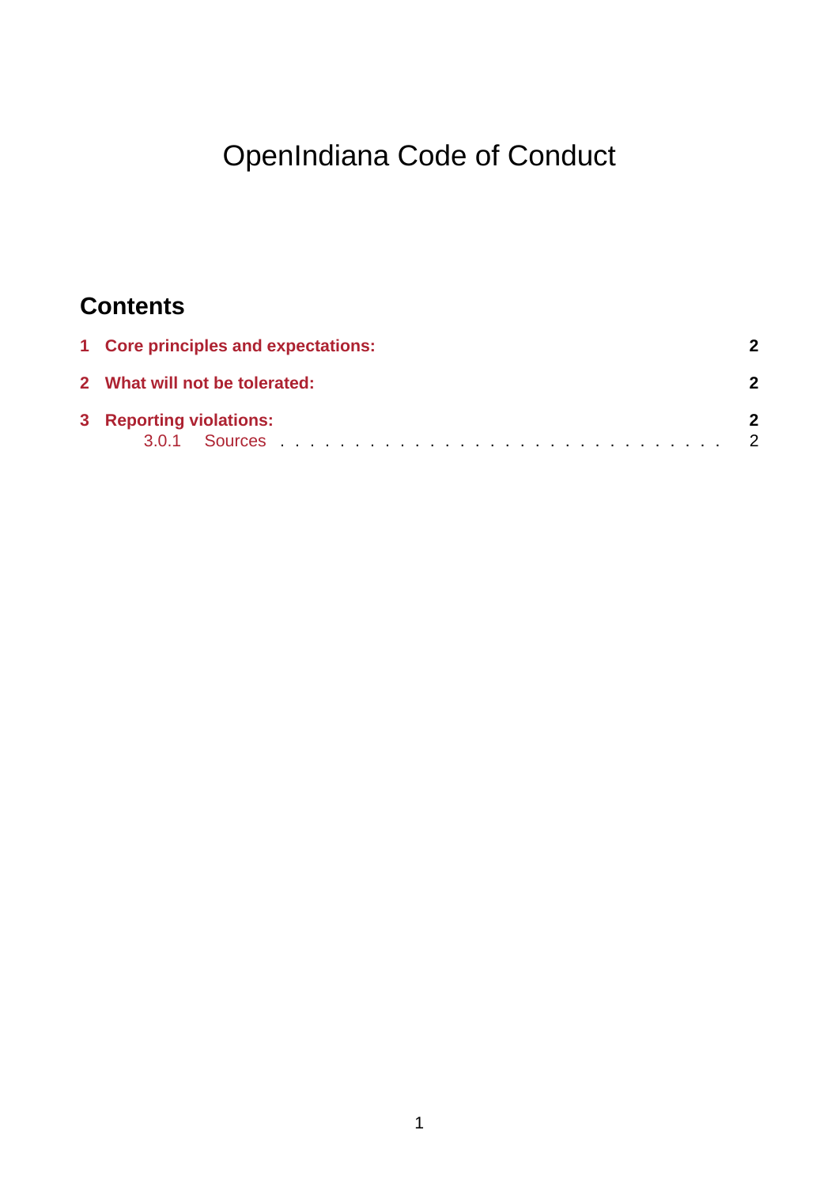# OpenIndiana Code of Conduct

## Contents

**1 Core principles and expectations:** **2**

**2 What will not be tolerated:** **2**

**3 Reporting violations:** **2**

3.0.1 Sources . . . . . . . . . . . . . . . . . . . . . . . . . . . . . 2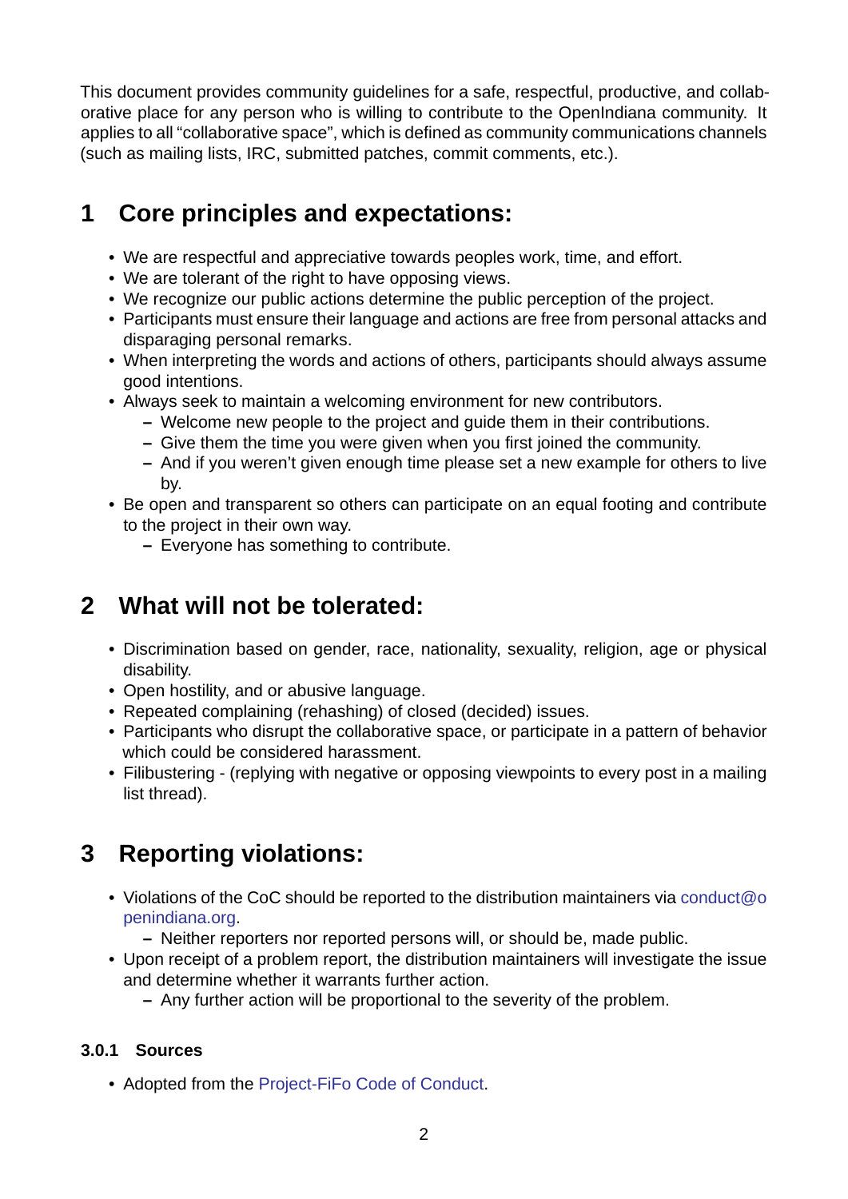This document provides community guidelines for a safe, respectful, productive, and collaborative place for any person who is willing to contribute to the OpenIndiana community. It applies to all "collaborative space", which is defined as community communications channels (such as mailing lists, IRC, submitted patches, commit comments, etc.).

# 1 Core principles and expectations:

- We are respectful and appreciative towards peoples work, time, and effort.
- We are tolerant of the right to have opposing views.
- We recognize our public actions determine the public perception of the project.
- Participants must ensure their language and actions are free from personal attacks and disparaging personal remarks.
- When interpreting the words and actions of others, participants should always assume good intentions.
- Always seek to maintain a welcoming environment for new contributors.
  - Welcome new people to the project and guide them in their contributions.
  - Give them the time you were given when you first joined the community.
  - And if you weren't given enough time please set a new example for others to live by.
- Be open and transparent so others can participate on an equal footing and contribute to the project in their own way.
  - Everyone has something to contribute.

# 2 What will not be tolerated:

- Discrimination based on gender, race, nationality, sexuality, religion, age or physical disability.
- Open hostility, and or abusive language.
- Repeated complaining (rehashing) of closed (decided) issues.
- Participants who disrupt the collaborative space, or participate in a pattern of behavior which could be considered harassment.
- Filibustering - (replying with negative or opposing viewpoints to every post in a mailing list thread).

# 3 Reporting violations:

- Violations of the CoC should be reported to the distribution maintainers via conduct@openindiana.org.
  - Neither reporters nor reported persons will, or should be, made public.
- Upon receipt of a problem report, the distribution maintainers will investigate the issue and determine whether it warrants further action.
  - Any further action will be proportional to the severity of the problem.

### 3.0.1 Sources

- Adopted from the Project-FiFo Code of Conduct.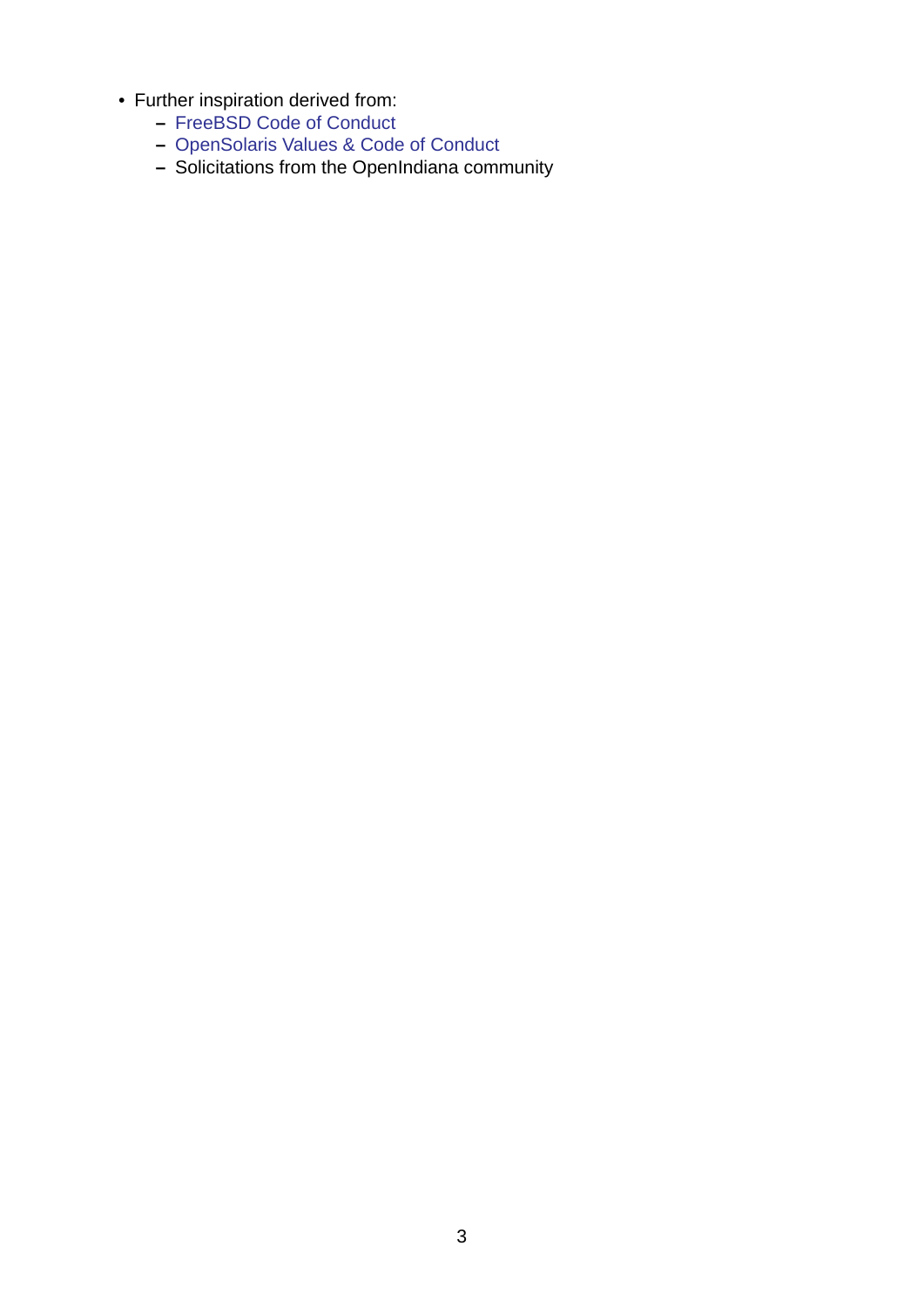- Further inspiration derived from:
  - FreeBSD Code of Conduct
  - OpenSolaris Values & Code of Conduct
  - Solicitations from the OpenIndiana community